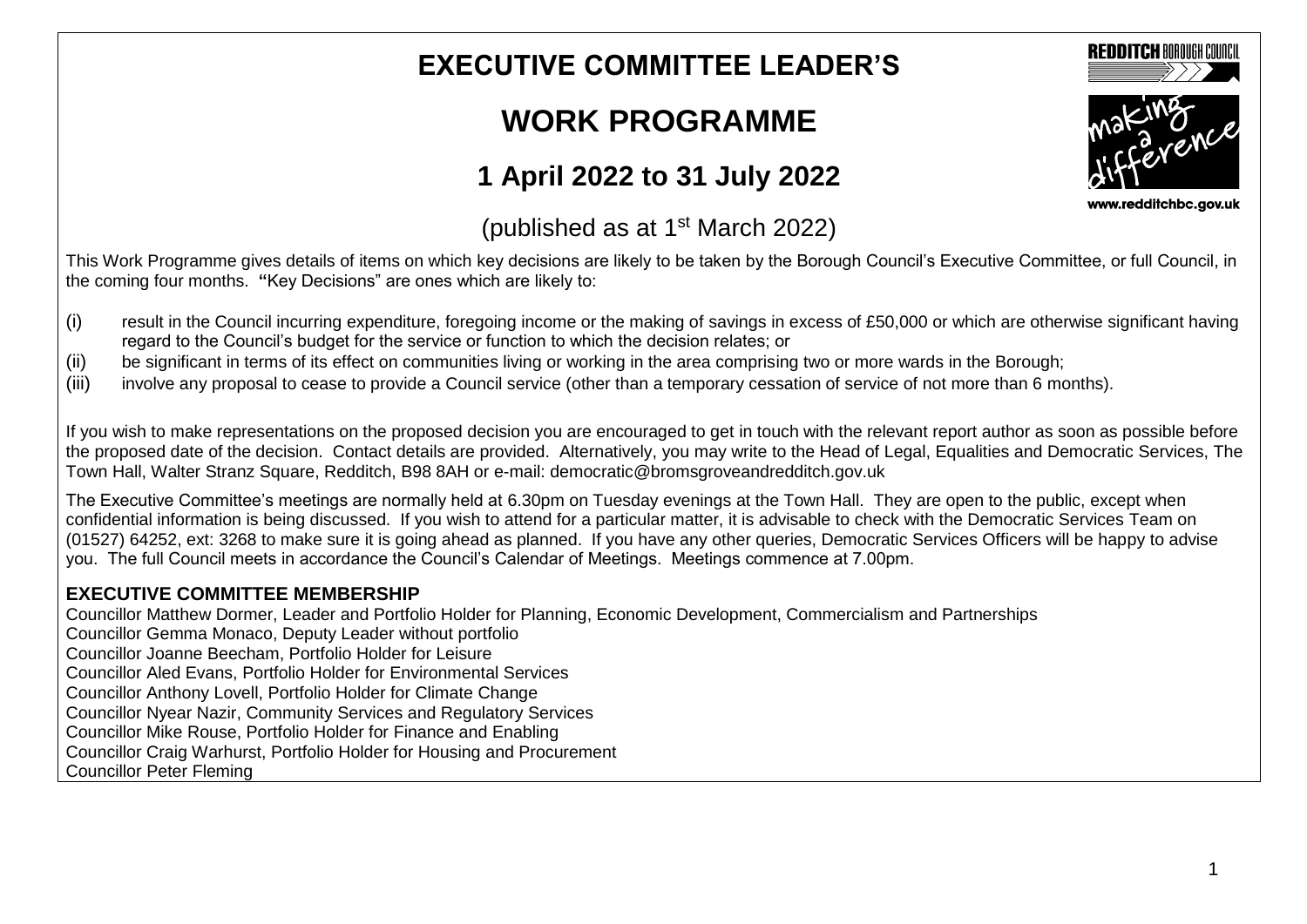# EXECUTIVE COMMITTEE LEADER'S

# WORK PROGRAMME

## 1 April 2022 to 31 July 2022

(published as at 1st March 2022)

This Work Programme gives details of items on which key decisions are likely to be taken by the Borough Council's Executive Committee, or full Council, in the coming four months. **"**Key Decisions" are ones which are likely to:

(i) result in the Council incurring expenditure, foregoing income or the making of savings in excess of £50,000 or which are otherwise significant having regard to the Council's budget for the service or function to which the decision relates; or

(ii) be significant in terms of its effect on communities living or working in the area comprising two or more wards in the Borough;

(iii) involve any proposal to cease to provide a Council service (other than a temporary cessation of service of not more than 6 months).

If you wish to make representations on the proposed decision you are encouraged to get in touch with the relevant report author as soon as possible before the proposed date of the decision. Contact details are provided. Alternatively, you may write to the Head of Legal, Equalities and Democratic Services, The Town Hall, Walter Stranz Square, Redditch, B98 8AH or e-mail: democratic@bromsgroveandredditch.gov.uk

The Executive Committee's meetings are normally held at 6.30pm on Tuesday evenings at the Town Hall. They are open to the public, except when confidential information is being discussed. If you wish to attend for a particular matter, it is advisable to check with the Democratic Services Team on (01527) 64252, ext: 3268 to make sure it is going ahead as planned. If you have any other queries, Democratic Services Officers will be happy to advise you. The full Council meets in accordance the Council's Calendar of Meetings. Meetings commence at 7.00pm.

**EXECUTIVE COMMITTEE MEMBERSHIP**

Councillor Matthew Dormer, Leader and Portfolio Holder for Planning, Economic Development, Commercialism and Partnerships
Councillor Gemma Monaco, Deputy Leader without portfolio
Councillor Joanne Beecham, Portfolio Holder for Leisure
Councillor Aled Evans, Portfolio Holder for Environmental Services
Councillor Anthony Lovell, Portfolio Holder for Climate Change
Councillor Nyear Nazir, Community Services and Regulatory Services
Councillor Mike Rouse, Portfolio Holder for Finance and Enabling
Councillor Craig Warhurst, Portfolio Holder for Housing and Procurement
Councillor Peter Fleming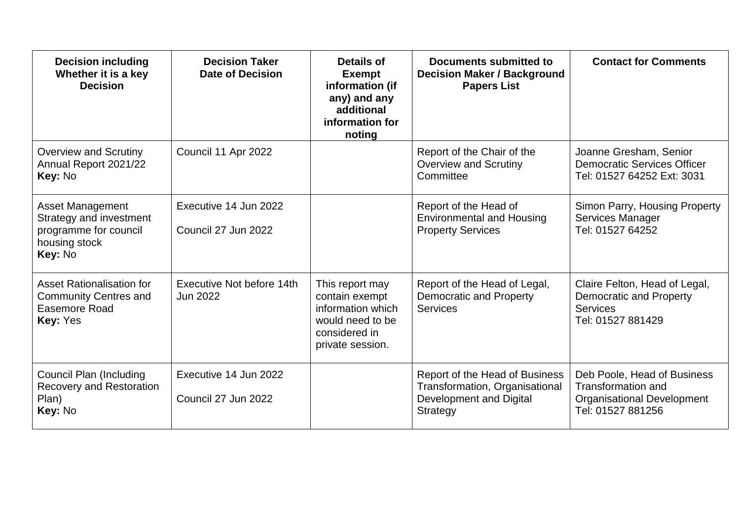| Decision including Whether it is a key Decision | Decision Taker Date of Decision | Details of Exempt information (if any) and any additional information for noting | Documents submitted to Decision Maker / Background Papers List | Contact for Comments |
|---|---|---|---|---|
| Overview and Scrutiny Annual Report 2021/22 **Key:** No | Council 11 Apr 2022 | | Report of the Chair of the Overview and Scrutiny Committee | Joanne Gresham, Senior Democratic Services Officer Tel: 01527 64252 Ext: 3031 |
| Asset Management Strategy and investment programme for council housing stock **Key:** No | Executive 14 Jun 2022<br>Council 27 Jun 2022 | | Report of the Head of Environmental and Housing Property Services | Simon Parry, Housing Property Services Manager Tel: 01527 64252 |
| Asset Rationalisation for Community Centres and Easemore Road **Key:** Yes | Executive Not before 14th Jun 2022 | This report may contain exempt information which would need to be considered in private session. | Report of the Head of Legal, Democratic and Property Services | Claire Felton, Head of Legal, Democratic and Property Services Tel: 01527 881429 |
| Council Plan (Including Recovery and Restoration Plan) **Key:** No | Executive 14 Jun 2022<br>Council 27 Jun 2022 | | Report of the Head of Business Transformation, Organisational Development and Digital Strategy | Deb Poole, Head of Business Transformation and Organisational Development Tel: 01527 881256 |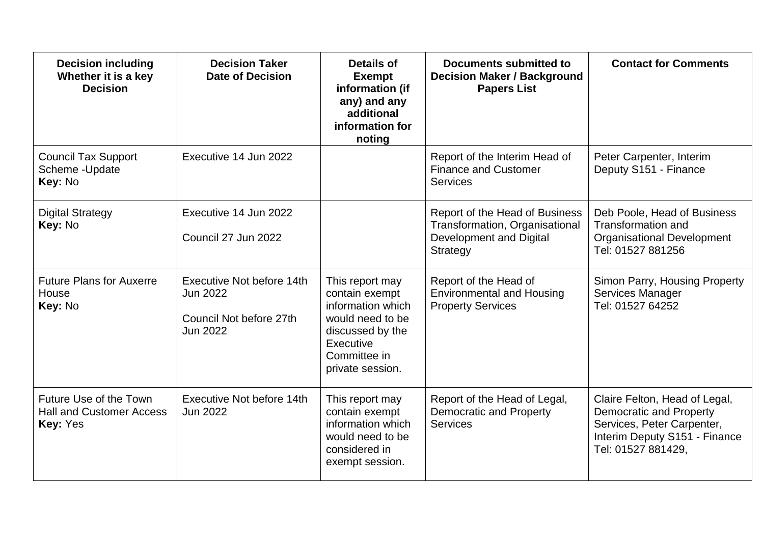| Decision including Whether it is a key Decision | Decision Taker Date of Decision | Details of Exempt information (if any) and any additional information for noting | Documents submitted to Decision Maker / Background Papers List | Contact for Comments |
|---|---|---|---|---|
| Council Tax Support Scheme -Update **Key:** No | Executive 14 Jun 2022 | | Report of the Interim Head of Finance and Customer Services | Peter Carpenter, Interim Deputy S151 - Finance |
| Digital Strategy **Key:** No | Executive 14 Jun 2022<br><br>Council 27 Jun 2022 | | Report of the Head of Business Transformation, Organisational Development and Digital Strategy | Deb Poole, Head of Business Transformation and Organisational Development Tel: 01527 881256 |
| Future Plans for Auxerre House **Key:** No | Executive Not before 14th Jun 2022<br><br>Council Not before 27th Jun 2022 | This report may contain exempt information which would need to be discussed by the Executive Committee in private session. | Report of the Head of Environmental and Housing Property Services | Simon Parry, Housing Property Services Manager Tel: 01527 64252 |
| Future Use of the Town Hall and Customer Access **Key:** Yes | Executive Not before 14th Jun 2022 | This report may contain exempt information which would need to be considered in exempt session. | Report of the Head of Legal, Democratic and Property Services | Claire Felton, Head of Legal, Democratic and Property Services, Peter Carpenter, Interim Deputy S151 - Finance Tel: 01527 881429, |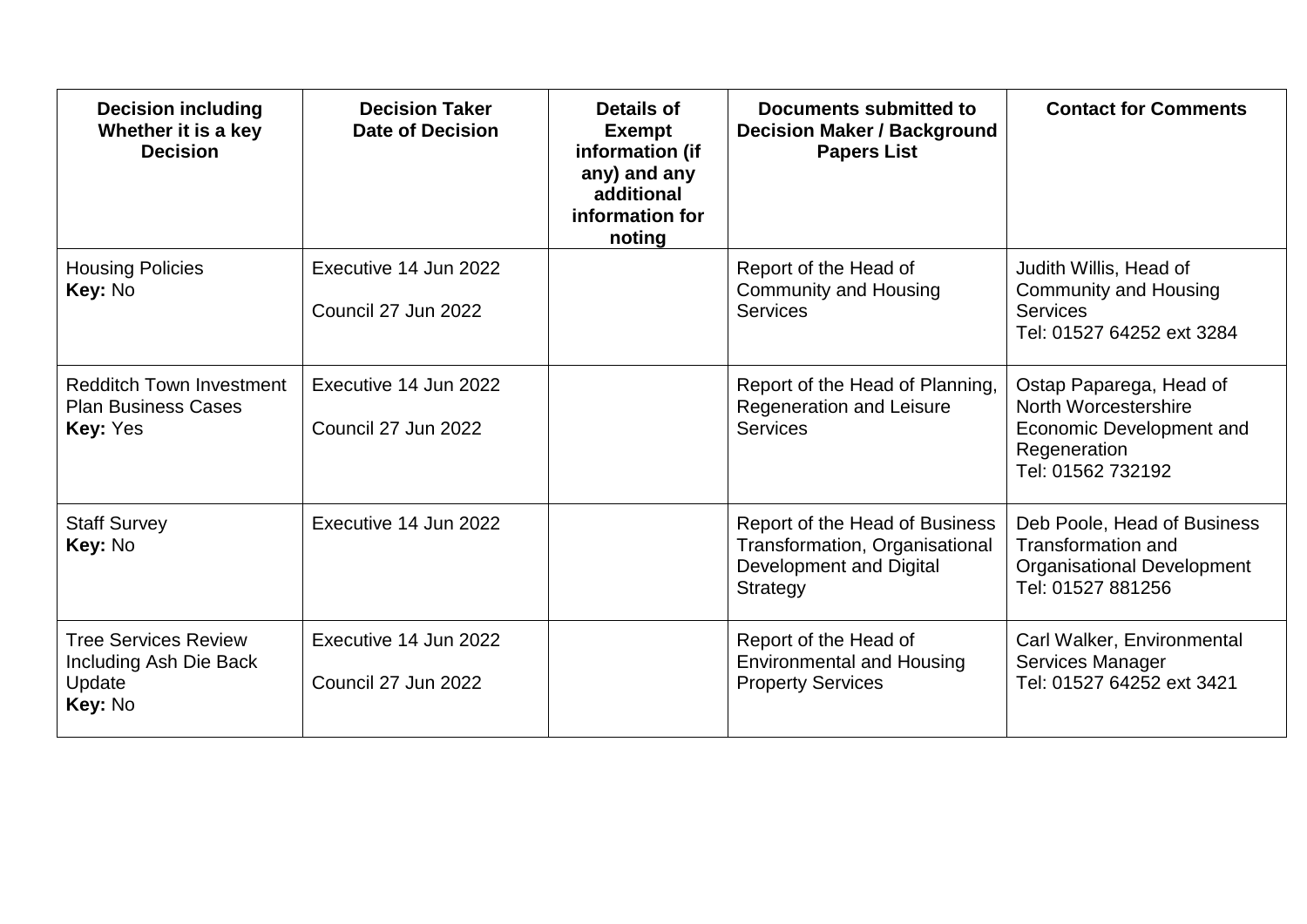| Decision including Whether it is a key Decision | Decision Taker Date of Decision | Details of Exempt information (if any) and any additional information for noting | Documents submitted to Decision Maker / Background Papers List | Contact for Comments |
|---|---|---|---|---|
| Housing Policies<br>**Key:** No | Executive 14 Jun 2022<br><br>Council 27 Jun 2022 | | Report of the Head of Community and Housing Services | Judith Willis, Head of Community and Housing Services<br>Tel: 01527 64252 ext 3284 |
| Redditch Town Investment Plan Business Cases<br>**Key:** Yes | Executive 14 Jun 2022<br><br>Council 27 Jun 2022 | | Report of the Head of Planning, Regeneration and Leisure Services | Ostap Paparega, Head of North Worcestershire Economic Development and Regeneration<br>Tel: 01562 732192 |
| Staff Survey<br>**Key:** No | Executive 14 Jun 2022 | | Report of the Head of Business Transformation, Organisational Development and Digital Strategy | Deb Poole, Head of Business Transformation and Organisational Development<br>Tel: 01527 881256 |
| Tree Services Review Including Ash Die Back Update<br>**Key:** No | Executive 14 Jun 2022<br><br>Council 27 Jun 2022 | | Report of the Head of Environmental and Housing Property Services | Carl Walker, Environmental Services Manager<br>Tel: 01527 64252 ext 3421 |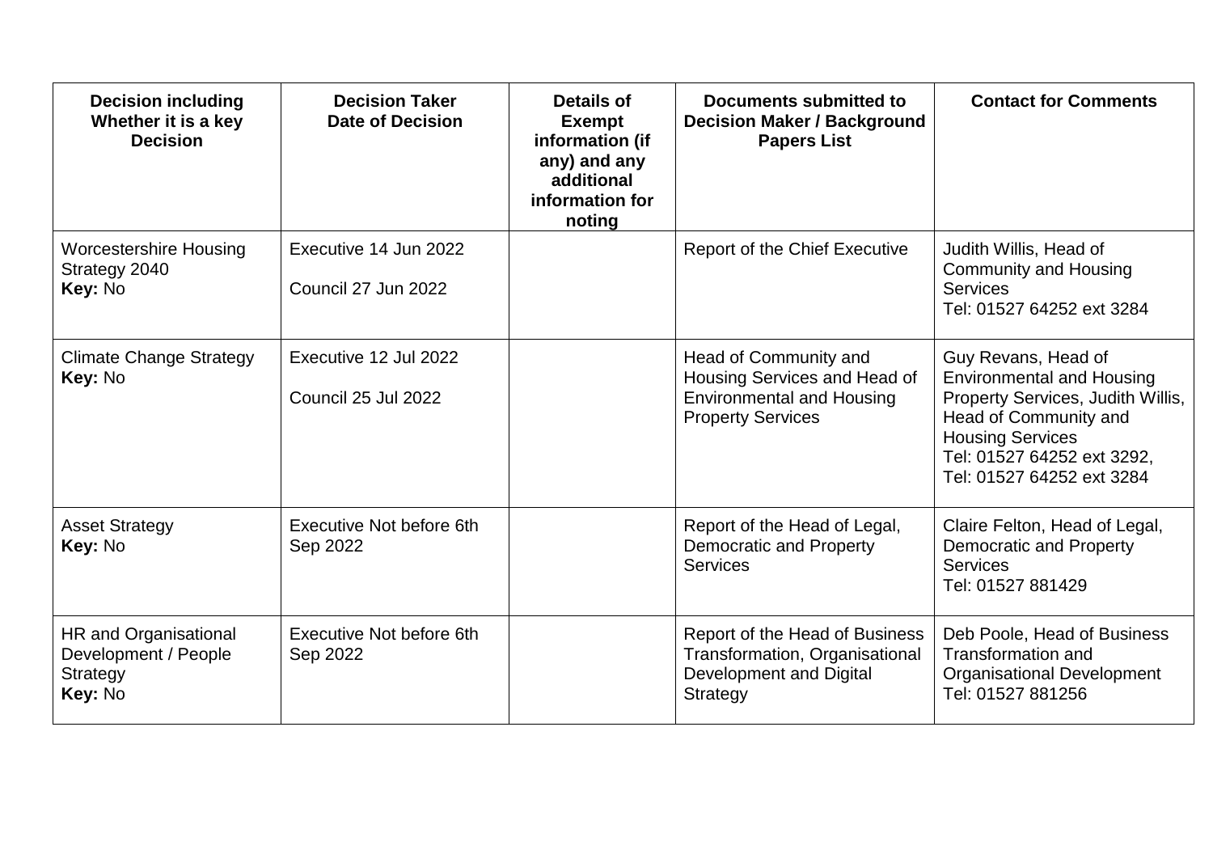| Decision including Whether it is a key Decision | Decision Taker Date of Decision | Details of Exempt information (if any) and any additional information for noting | Documents submitted to Decision Maker / Background Papers List | Contact for Comments |
|---|---|---|---|---|
| Worcestershire Housing Strategy 2040<br>**Key:** No | Executive 14 Jun 2022<br><br>Council 27 Jun 2022 | | Report of the Chief Executive | Judith Willis, Head of Community and Housing Services<br>Tel: 01527 64252 ext 3284 |
| Climate Change Strategy<br>**Key:** No | Executive 12 Jul 2022<br><br>Council 25 Jul 2022 | | Head of Community and Housing Services and Head of Environmental and Housing Property Services | Guy Revans, Head of Environmental and Housing Property Services, Judith Willis, Head of Community and Housing Services<br>Tel: 01527 64252 ext 3292, Tel: 01527 64252 ext 3284 |
| Asset Strategy<br>**Key:** No | Executive Not before 6th Sep 2022 | | Report of the Head of Legal, Democratic and Property Services | Claire Felton, Head of Legal, Democratic and Property Services<br>Tel: 01527 881429 |
| HR and Organisational Development / People Strategy<br>**Key:** No | Executive Not before 6th Sep 2022 | | Report of the Head of Business Transformation, Organisational Development and Digital Strategy | Deb Poole, Head of Business Transformation and Organisational Development<br>Tel: 01527 881256 |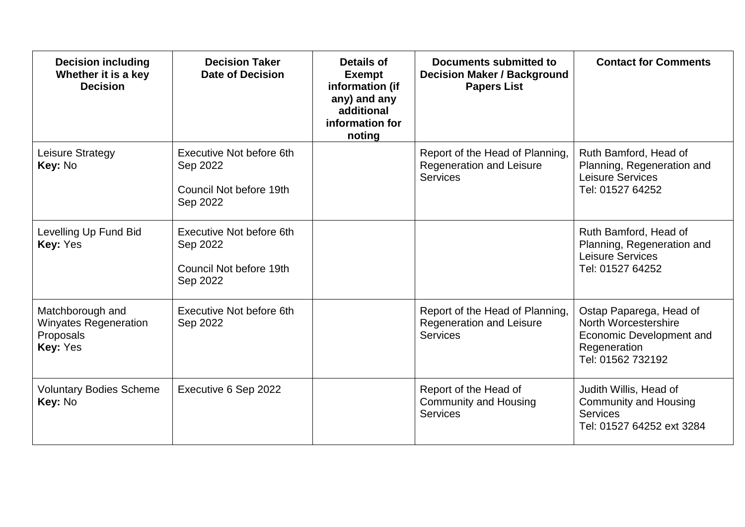| Decision including Whether it is a key Decision | Decision Taker Date of Decision | Details of Exempt information (if any) and any additional information for noting | Documents submitted to Decision Maker / Background Papers List | Contact for Comments |
|---|---|---|---|---|
| Leisure Strategy<br>**Key:** No | Executive Not before 6th Sep 2022<br><br>Council Not before 19th Sep 2022 | | Report of the Head of Planning, Regeneration and Leisure Services | Ruth Bamford, Head of Planning, Regeneration and Leisure Services<br>Tel: 01527 64252 |
| Levelling Up Fund Bid<br>**Key:** Yes | Executive Not before 6th Sep 2022<br><br>Council Not before 19th Sep 2022 | | | Ruth Bamford, Head of Planning, Regeneration and Leisure Services<br>Tel: 01527 64252 |
| Matchborough and Winyates Regeneration Proposals<br>**Key:** Yes | Executive Not before 6th Sep 2022 | | Report of the Head of Planning, Regeneration and Leisure Services | Ostap Paparega, Head of North Worcestershire Economic Development and Regeneration<br>Tel: 01562 732192 |
| Voluntary Bodies Scheme<br>**Key:** No | Executive 6 Sep 2022 | | Report of the Head of Community and Housing Services | Judith Willis, Head of Community and Housing Services<br>Tel: 01527 64252 ext 3284 |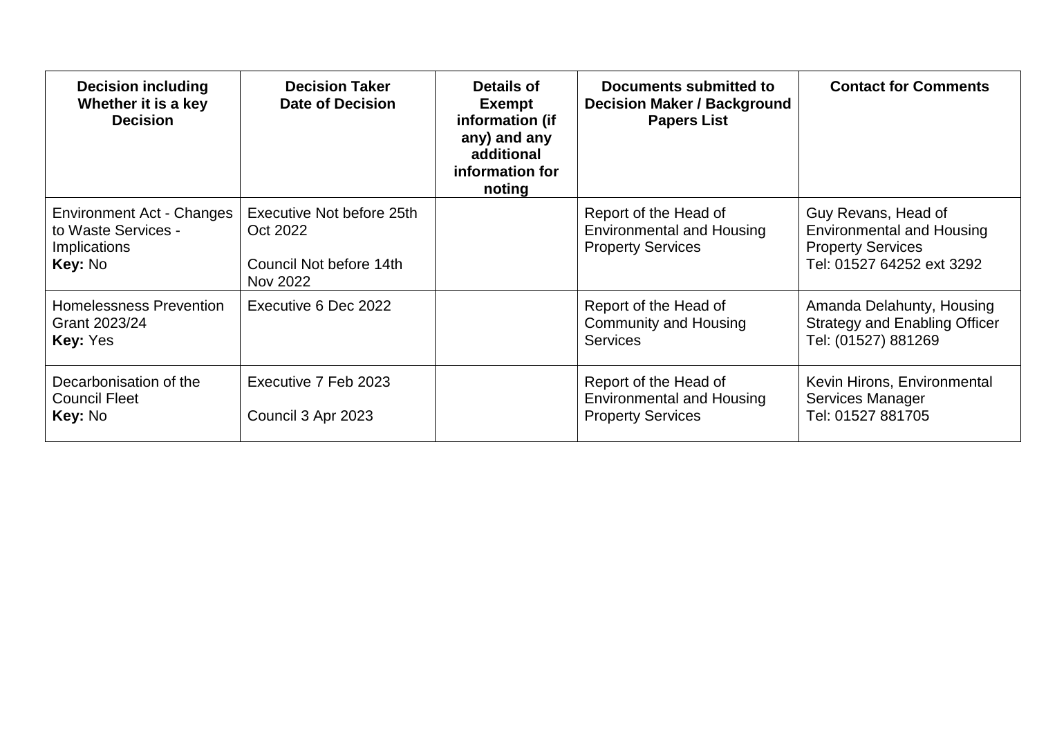| **Decision including Whether it is a key Decision** | **Decision Taker Date of Decision** | **Details of Exempt information (if any) and any additional information for noting** | **Documents submitted to Decision Maker / Background Papers List** | **Contact for Comments** |
|---|---|---|---|---|
| Environment Act - Changes to Waste Services - Implications **Key:** No | Executive Not before 25th Oct 2022<br><br>Council Not before 14th Nov 2022 | | Report of the Head of Environmental and Housing Property Services | Guy Revans, Head of Environmental and Housing Property Services Tel: 01527 64252 ext 3292 |
| Homelessness Prevention Grant 2023/24 **Key:** Yes | Executive 6 Dec 2022 | | Report of the Head of Community and Housing Services | Amanda Delahunty, Housing Strategy and Enabling Officer Tel: (01527) 881269 |
| Decarbonisation of the Council Fleet **Key:** No | Executive 7 Feb 2023<br><br>Council 3 Apr 2023 | | Report of the Head of Environmental and Housing Property Services | Kevin Hirons, Environmental Services Manager Tel: 01527 881705 |